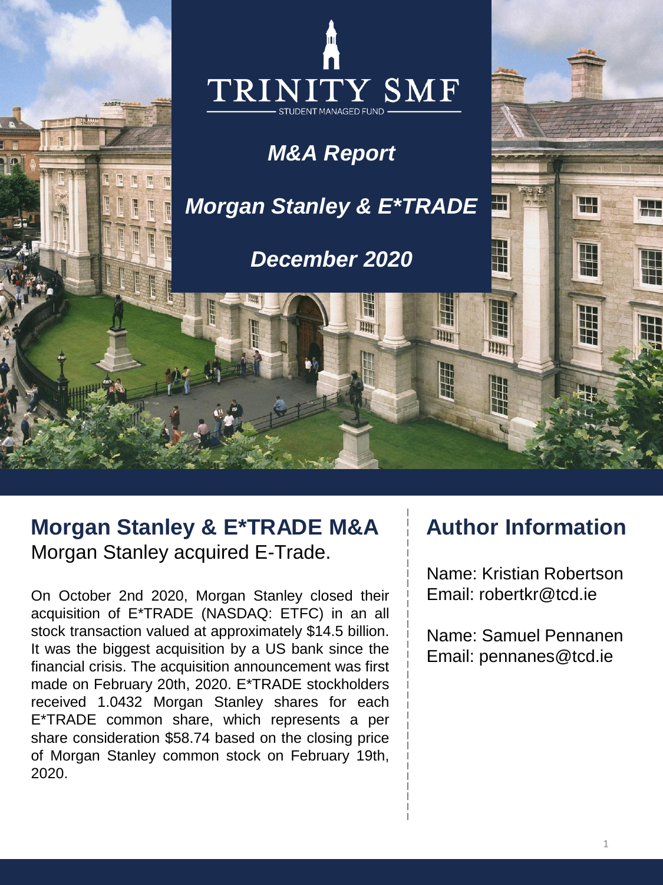# TRINITY SMF

STUDENT MANAGED FUND

*M&A Report*

*Morgan Stanley & E*TRADE*

*December 2020*

## Morgan Stanley & E*TRADE M&A

Morgan Stanley acquired E-Trade.

On October 2nd 2020, Morgan Stanley closed their acquisition of E*TRADE (NASDAQ: ETFC) in an all stock transaction valued at approximately $14.5 billion. It was the biggest acquisition by a US bank since the financial crisis. The acquisition announcement was first made on February 20th, 2020. E*TRADE stockholders received 1.0432 Morgan Stanley shares for each E*TRADE common share, which represents a per share consideration $58.74 based on the closing price of Morgan Stanley common stock on February 19th, 2020.

## Author Information

Name: Kristian Robertson
Email: robertkr@tcd.ie

Name: Samuel Pennanen
Email: pennanes@tcd.ie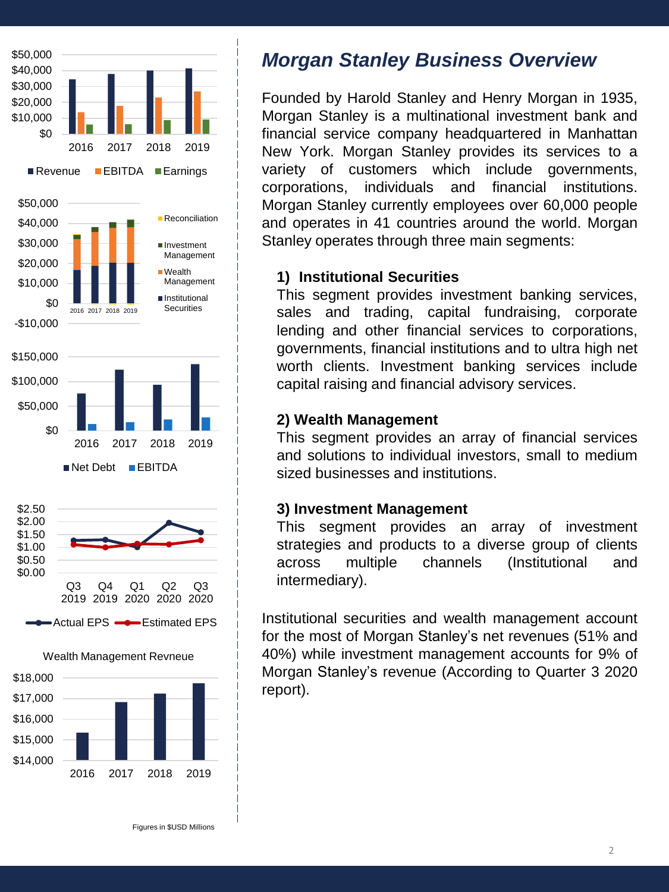## *Morgan Stanley Business Overview*

Founded by Harold Stanley and Henry Morgan in 1935, Morgan Stanley is a multinational investment bank and financial service company headquartered in Manhattan New York. Morgan Stanley provides its services to a variety of customers which include governments, corporations, individuals and financial institutions. Morgan Stanley currently employees over 60,000 people and operates in 41 countries around the world. Morgan Stanley operates through three main segments:

**1) Institutional Securities**

This segment provides investment banking services, sales and trading, capital fundraising, corporate lending and other financial services to corporations, governments, financial institutions and to ultra high net worth clients. Investment banking services include capital raising and financial advisory services.

**2) Wealth Management**

This segment provides an array of financial services and solutions to individual investors, small to medium sized businesses and institutions.

**3) Investment Management**

This segment provides an array of investment strategies and products to a diverse group of clients across multiple channels (Institutional and intermediary).

Institutional securities and wealth management account for the most of Morgan Stanley's net revenues (51% and 40%) while investment management accounts for 9% of Morgan Stanley's revenue (According to Quarter 3 2020 report).

Wealth Management Revneue

Figures in $USD Millions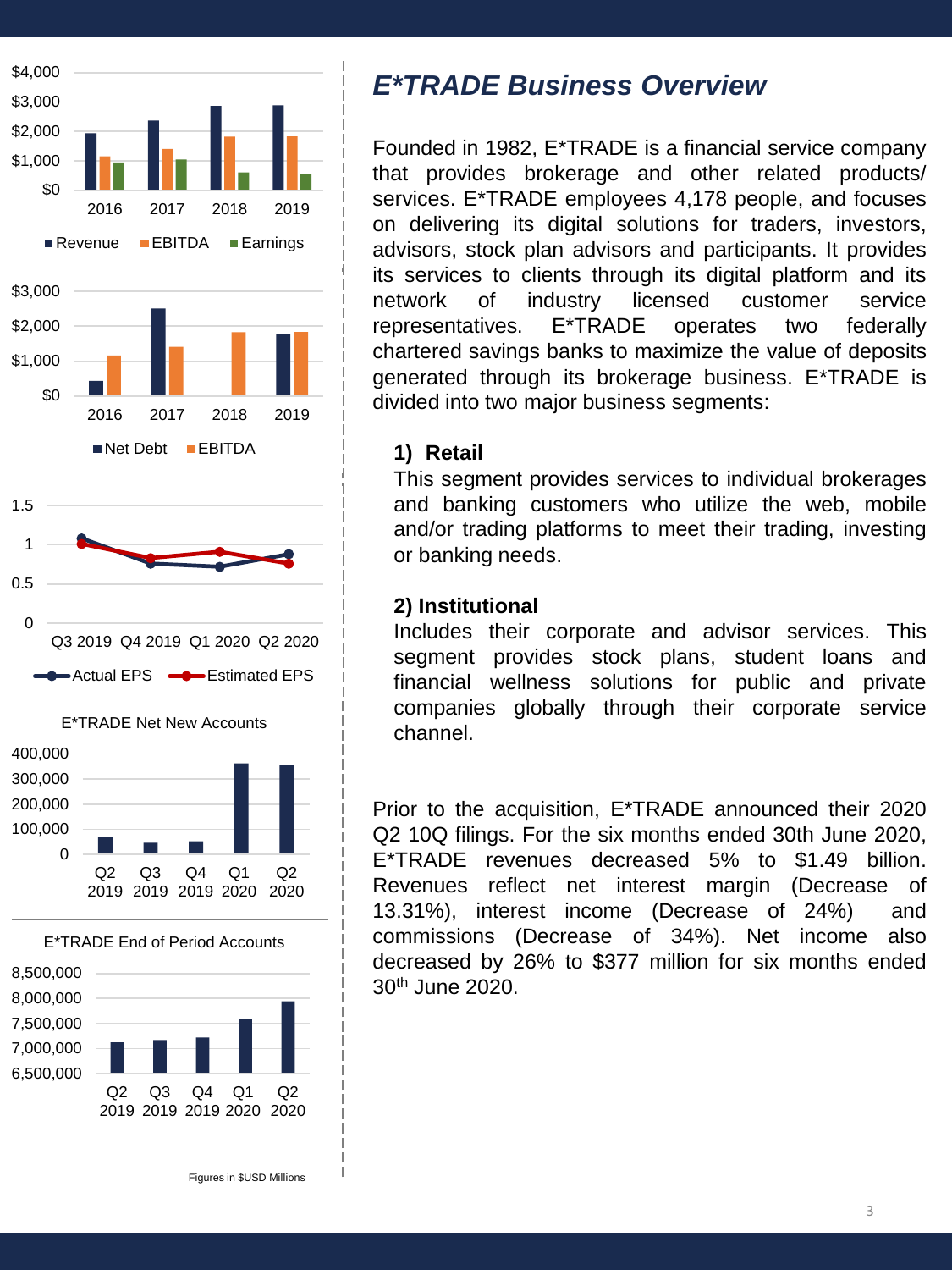# *E*TRADE Business Overview*

Founded in 1982, E*TRADE is a financial service company that provides brokerage and other related products/ services. E*TRADE employees 4,178 people, and focuses on delivering its digital solutions for traders, investors, advisors, stock plan advisors and participants. It provides its services to clients through its digital platform and its network of industry licensed customer service representatives. E*TRADE operates two federally chartered savings banks to maximize the value of deposits generated through its brokerage business. E*TRADE is divided into two major business segments:

**1) Retail**

This segment provides services to individual brokerages and banking customers who utilize the web, mobile and/or trading platforms to meet their trading, investing or banking needs.

**2) Institutional**

Includes their corporate and advisor services. This segment provides stock plans, student loans and financial wellness solutions for public and private companies globally through their corporate service channel.

Prior to the acquisition, E*TRADE announced their 2020 Q2 10Q filings. For the six months ended 30th June 2020, E*TRADE revenues decreased 5% to $1.49 billion. Revenues reflect net interest margin (Decrease of 13.31%), interest income (Decrease of 24%) and commissions (Decrease of 34%). Net income also decreased by 26% to $377 million for six months ended 30th June 2020.

Figures in $USD Millions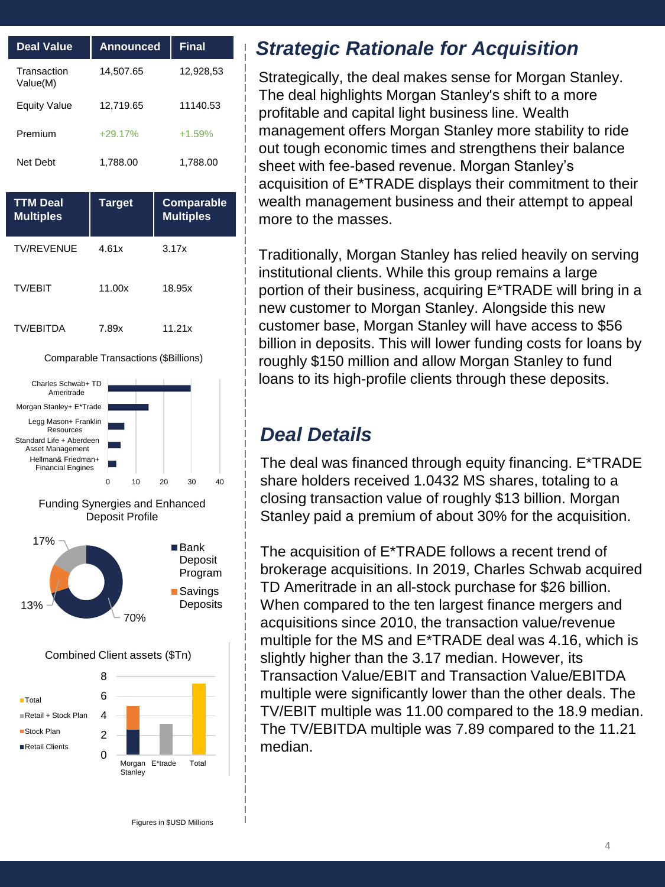| Deal Value | Announced | Final |
|---|---|---|
| Transaction Value(M) | 14,507.65 | 12,928,53 |
| Equity Value | 12,719.65 | 11140.53 |
| Premium | +29.17% | +1.59% |
| Net Debt | 1,788.00 | 1,788.00 |

| TTM Deal Multiples | Target | Comparable Multiples |
|---|---|---|
| TV/REVENUE | 4.61x | 3.17x |
| TV/EBIT | 11.00x | 18.95x |
| TV/EBITDA | 7.89x | 11.21x |

Comparable Transactions ($Billions)

Funding Synergies and Enhanced Deposit Profile

Combined Client assets ($Tn)

Figures in $USD Millions

## *Strategic Rationale for Acquisition*

Strategically, the deal makes sense for Morgan Stanley. The deal highlights Morgan Stanley's shift to a more profitable and capital light business line. Wealth management offers Morgan Stanley more stability to ride out tough economic times and strengthens their balance sheet with fee-based revenue. Morgan Stanley's acquisition of E*TRADE displays their commitment to their wealth management business and their attempt to appeal more to the masses.

Traditionally, Morgan Stanley has relied heavily on serving institutional clients. While this group remains a large portion of their business, acquiring E*TRADE will bring in a new customer to Morgan Stanley. Alongside this new customer base, Morgan Stanley will have access to $56 billion in deposits. This will lower funding costs for loans by roughly $150 million and allow Morgan Stanley to fund loans to its high-profile clients through these deposits.

## *Deal Details*

The deal was financed through equity financing. E*TRADE share holders received 1.0432 MS shares, totaling to a closing transaction value of roughly $13 billion. Morgan Stanley paid a premium of about 30% for the acquisition.

The acquisition of E*TRADE follows a recent trend of brokerage acquisitions. In 2019, Charles Schwab acquired TD Ameritrade in an all-stock purchase for $26 billion. When compared to the ten largest finance mergers and acquisitions since 2010, the transaction value/revenue multiple for the MS and E*TRADE deal was 4.16, which is slightly higher than the 3.17 median. However, its Transaction Value/EBIT and Transaction Value/EBITDA multiple were significantly lower than the other deals. The TV/EBIT multiple was 11.00 compared to the 18.9 median. The TV/EBITDA multiple was 7.89 compared to the 11.21 median.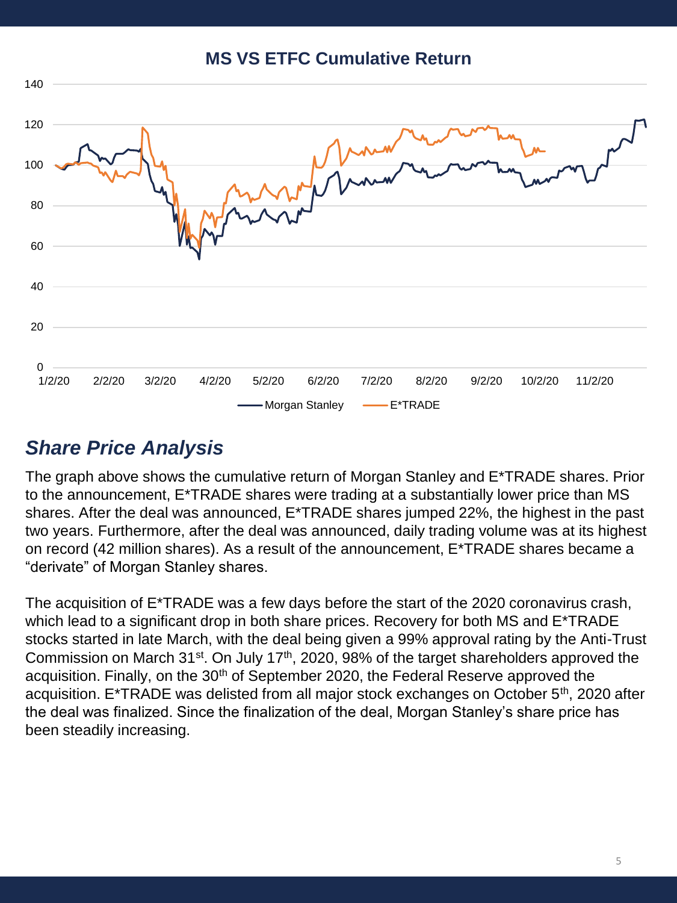## MS VS ETFC Cumulative Return

## *Share Price Analysis*

The graph above shows the cumulative return of Morgan Stanley and E*TRADE shares. Prior to the announcement, E*TRADE shares were trading at a substantially lower price than MS shares. After the deal was announced, E*TRADE shares jumped 22%, the highest in the past two years. Furthermore, after the deal was announced, daily trading volume was at its highest on record (42 million shares). As a result of the announcement, E*TRADE shares became a "derivate" of Morgan Stanley shares.

The acquisition of E*TRADE was a few days before the start of the 2020 coronavirus crash, which lead to a significant drop in both share prices. Recovery for both MS and E*TRADE stocks started in late March, with the deal being given a 99% approval rating by the Anti-Trust Commission on March 31st. On July 17th, 2020, 98% of the target shareholders approved the acquisition. Finally, on the 30th of September 2020, the Federal Reserve approved the acquisition. E*TRADE was delisted from all major stock exchanges on October 5th, 2020 after the deal was finalized. Since the finalization of the deal, Morgan Stanley's share price has been steadily increasing.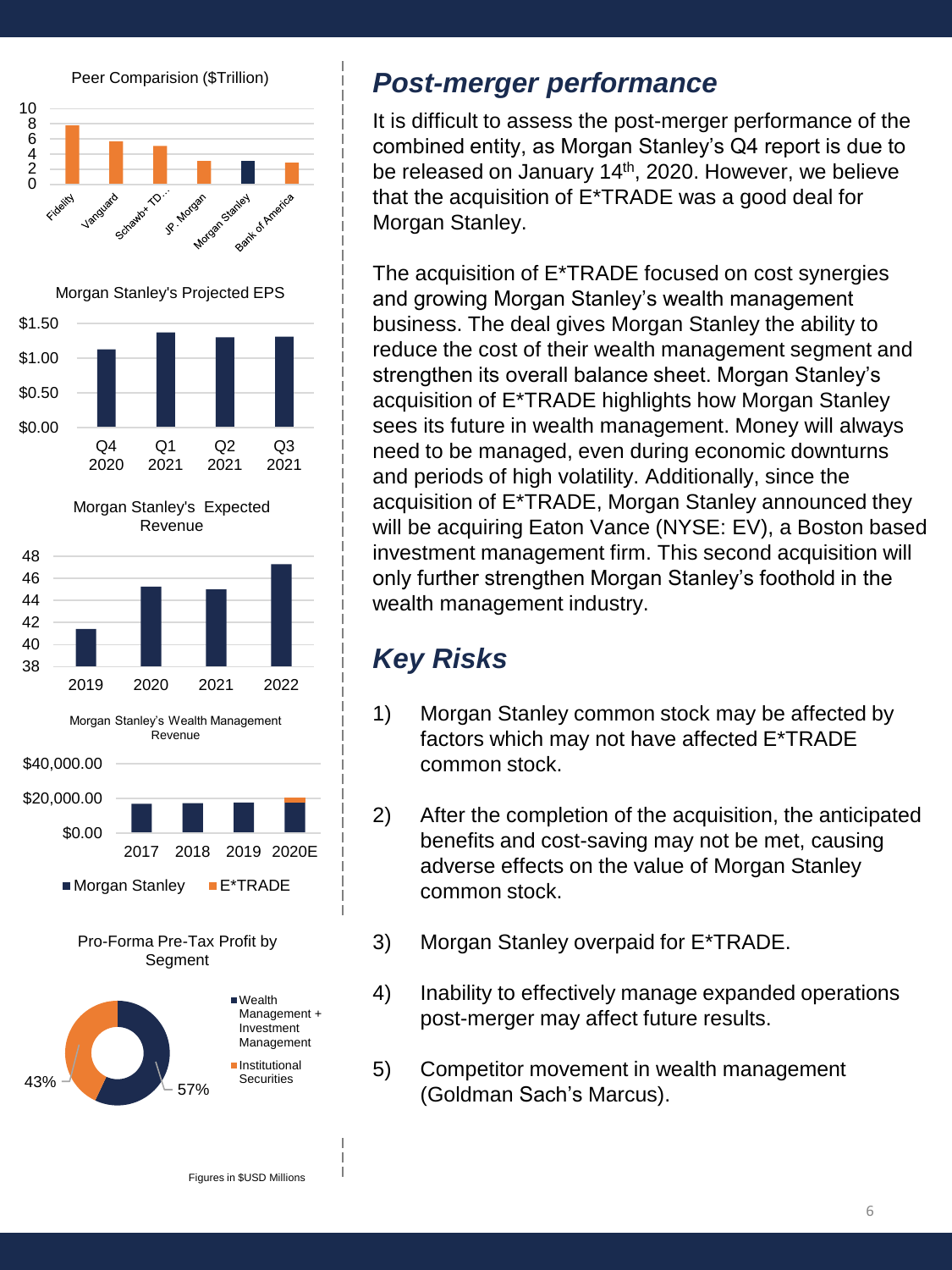Peer Comparision ($Trillion)

Morgan Stanley's Projected EPS

Morgan Stanley's Expected Revenue

Morgan Stanley's Wealth Management Revenue

Pro-Forma Pre-Tax Profit by Segment

Figures in $USD Millions

## *Post-merger performance*

It is difficult to assess the post-merger performance of the combined entity, as Morgan Stanley's Q4 report is due to be released on January 14th, 2020. However, we believe that the acquisition of E*TRADE was a good deal for Morgan Stanley.

The acquisition of E*TRADE focused on cost synergies and growing Morgan Stanley's wealth management business. The deal gives Morgan Stanley the ability to reduce the cost of their wealth management segment and strengthen its overall balance sheet. Morgan Stanley's acquisition of E*TRADE highlights how Morgan Stanley sees its future in wealth management. Money will always need to be managed, even during economic downturns and periods of high volatility. Additionally, since the acquisition of E*TRADE, Morgan Stanley announced they will be acquiring Eaton Vance (NYSE: EV), a Boston based investment management firm. This second acquisition will only further strengthen Morgan Stanley's foothold in the wealth management industry.

## *Key Risks*

1) Morgan Stanley common stock may be affected by factors which may not have affected E*TRADE common stock.

2) After the completion of the acquisition, the anticipated benefits and cost-saving may not be met, causing adverse effects on the value of Morgan Stanley common stock.

3) Morgan Stanley overpaid for E*TRADE.

4) Inability to effectively manage expanded operations post-merger may affect future results.

5) Competitor movement in wealth management (Goldman Sach's Marcus).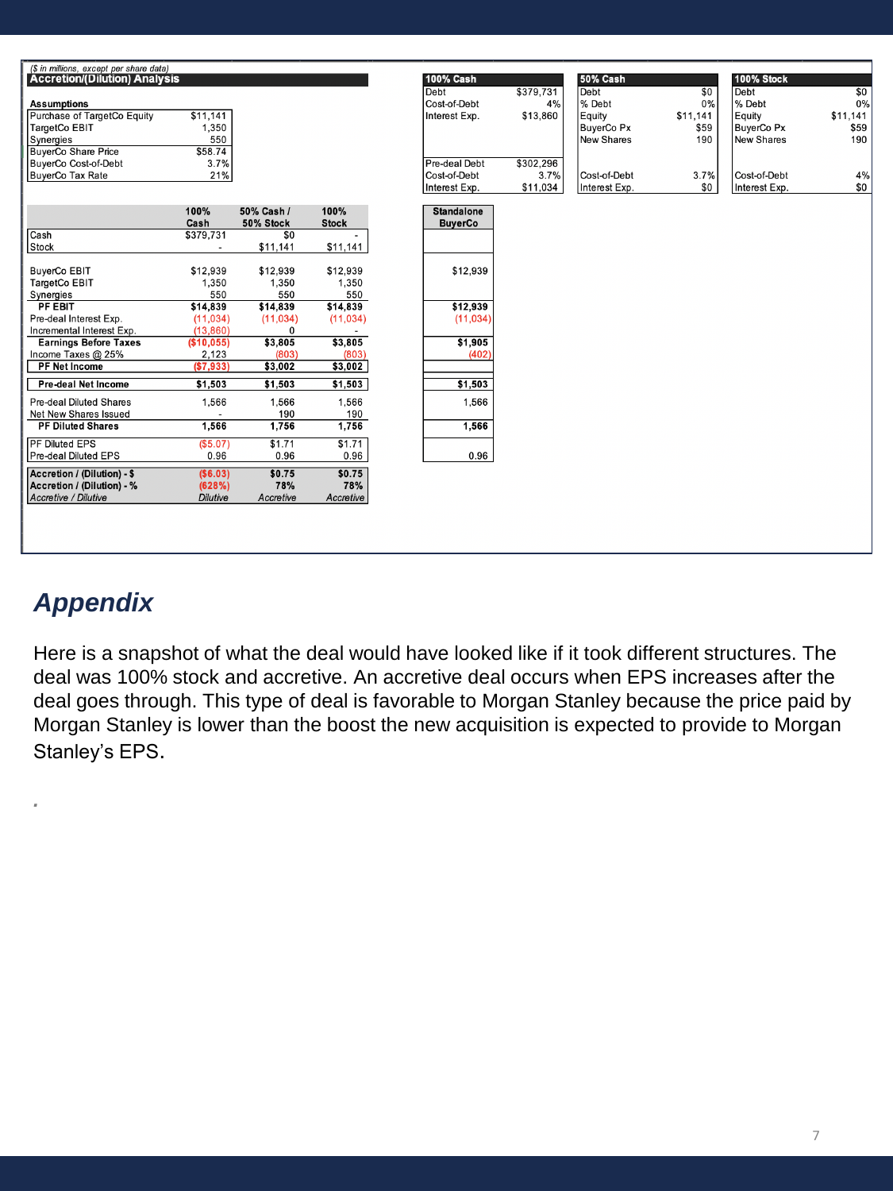($ in millions, except per share data)

**Accretion/(Dilution) Analysis**

**Assumptions**

| | |
|---|---|
| Purchase of TargetCo Equity | $11,141 |
| TargetCo EBIT | 1,350 |
| Synergies | 550 |
| BuyerCo Share Price | $58.74 |
| BuyerCo Cost-of-Debt | 3.7% |
| BuyerCo Tax Rate | 21% |

| | 100% Cash | 50% Cash / 50% Stock | 100% Stock | Standalone BuyerCo |
|---|---|---|---|---|
| Cash | $379,731 | $0 | - | |
| Stock | - | $11,141 | $11,141 | |
| BuyerCo EBIT | $12,939 | $12,939 | $12,939 | $12,939 |
| TargetCo EBIT | 1,350 | 1,350 | 1,350 | |
| Synergies | 550 | 550 | 550 | |
| **PF EBIT** | **$14,839** | **$14,839** | **$14,839** | **$12,939** |
| Pre-deal Interest Exp. | (11,034) | (11,034) | (11,034) | (11,034) |
| Incremental Interest Exp. | (13,860) | 0 | - | |
| **Earnings Before Taxes** | **($10,055)** | **$3,805** | **$3,805** | **$1,905** |
| Income Taxes @ 25% | 2,123 | (803) | (803) | (402) |
| **PF Net Income** | **($7,933)** | **$3,002** | **$3,002** | |
| **Pre-deal Net Income** | **$1,503** | **$1,503** | **$1,503** | **$1,503** |
| Pre-deal Diluted Shares | 1,566 | 1,566 | 1,566 | 1,566 |
| Net New Shares Issued | - | 190 | 190 | |
| **PF Diluted Shares** | **1,566** | **1,756** | **1,756** | **1,566** |
| PF Diluted EPS | ($5.07) | $1.71 | $1.71 | |
| Pre-deal Diluted EPS | 0.96 | 0.96 | 0.96 | 0.96 |
| **Accretion / (Dilution) - $** | **($6.03)** | **$0.75** | **$0.75** | |
| **Accretion / (Dilution) - %** | **(628%)** | **78%** | **78%** | |
| *Accretive / Dilutive* | *Dilutive* | *Accretive* | *Accretive* | |

**100% Cash**

| | |
|---|---|
| Debt | $379,731 |
| Cost-of-Debt | 4% |
| Interest Exp. | $13,860 |
| Pre-deal Debt | $302,296 |
| Cost-of-Debt | 3.7% |
| Interest Exp. | $11,034 |

**50% Cash**

| | |
|---|---|
| Debt | $0 |
| % Debt | 0% |
| Equity | $11,141 |
| BuyerCo Px | $59 |
| New Shares | 190 |
| Cost-of-Debt | 3.7% |
| Interest Exp. | $0 |

**100% Stock**

| | |
|---|---|
| Debt | $0 |
| % Debt | 0% |
| Equity | $11,141 |
| BuyerCo Px | $59 |
| New Shares | 190 |
| Cost-of-Debt | 4% |
| Interest Exp. | $0 |

## *Appendix*

Here is a snapshot of what the deal would have looked like if it took different structures. The deal was 100% stock and accretive. An accretive deal occurs when EPS increases after the deal goes through. This type of deal is favorable to Morgan Stanley because the price paid by Morgan Stanley is lower than the boost the new acquisition is expected to provide to Morgan Stanley's EPS.